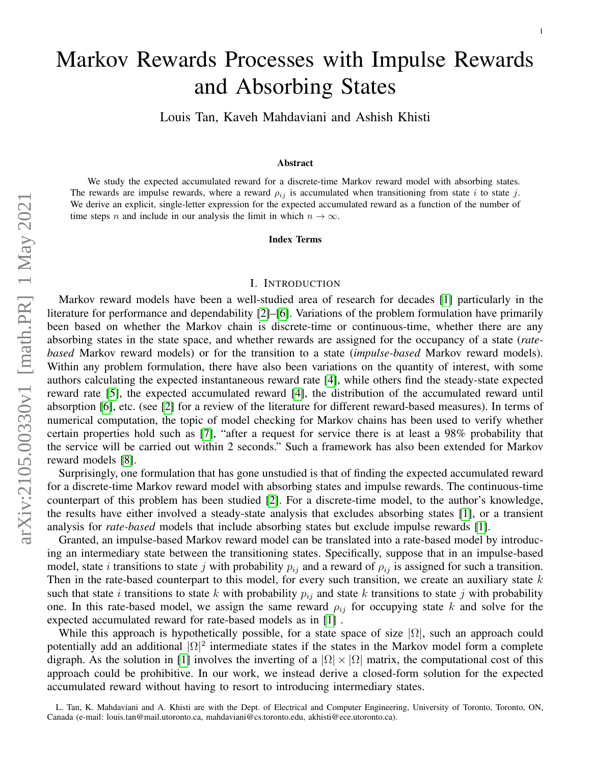# Markov Rewards Processes with Impulse Rewards and Absorbing States

Louis Tan, Kaveh Mahdaviani and Ashish Khisti

### Abstract

We study the expected accumulated reward for a discrete-time Markov reward model with absorbing states. The rewards are impulse rewards, where a reward $\rho_{ij}$ is accumulated when transitioning from state $i$ to state $j$. We derive an explicit, single-letter expression for the expected accumulated reward as a function of the number of time steps $n$ and include in our analysis the limit in which $n \to \infty$.

### Index Terms

## I. Introduction

Markov reward models have been a well-studied area of research for decades [1] particularly in the literature for performance and dependability [2]–[6]. Variations of the problem formulation have primarily been based on whether the Markov chain is discrete-time or continuous-time, whether there are any absorbing states in the state space, and whether rewards are assigned for the occupancy of a state (*rate-based* Markov reward models) or for the transition to a state (*impulse-based* Markov reward models). Within any problem formulation, there have also been variations on the quantity of interest, with some authors calculating the expected instantaneous reward rate [4], while others find the steady-state expected reward rate [5], the expected accumulated reward [4], the distribution of the accumulated reward until absorption [6], etc. (see [2] for a review of the literature for different reward-based measures). In terms of numerical computation, the topic of model checking for Markov chains has been used to verify whether certain properties hold such as [7], "after a request for service there is at least a 98% probability that the service will be carried out within 2 seconds." Such a framework has also been extended for Markov reward models [8].

Surprisingly, one formulation that has gone unstudied is that of finding the expected accumulated reward for a discrete-time Markov reward model with absorbing states and impulse rewards. The continuous-time counterpart of this problem has been studied [2]. For a discrete-time model, to the author's knowledge, the results have either involved a steady-state analysis that excludes absorbing states [1], or a transient analysis for *rate-based* models that include absorbing states but exclude impulse rewards [1].

Granted, an impulse-based Markov reward model can be translated into a rate-based model by introducing an intermediary state between the transitioning states. Specifically, suppose that in an impulse-based model, state $i$ transitions to state $j$ with probability $p_{ij}$ and a reward of $\rho_{ij}$ is assigned for such a transition. Then in the rate-based counterpart to this model, for every such transition, we create an auxiliary state $k$ such that state $i$ transitions to state $k$ with probability $p_{ij}$ and state $k$ transitions to state $j$ with probability one. In this rate-based model, we assign the same reward $\rho_{ij}$ for occupying state $k$ and solve for the expected accumulated reward for rate-based models as in [1] .

While this approach is hypothetically possible, for a state space of size $|\Omega|$, such an approach could potentially add an additional $|\Omega|^2$ intermediate states if the states in the Markov model form a complete digraph. As the solution in [1] involves the inverting of a $|\Omega| \times |\Omega|$ matrix, the computational cost of this approach could be prohibitive. In our work, we instead derive a closed-form solution for the expected accumulated reward without having to resort to introducing intermediary states.

L. Tan, K. Mahdaviani and A. Khisti are with the Dept. of Electrical and Computer Engineering, University of Toronto, Toronto, ON, Canada (e-mail: louis.tan@mail.utoronto.ca, mahdaviani@cs.toronto.edu, akhisti@ece.utoronto.ca).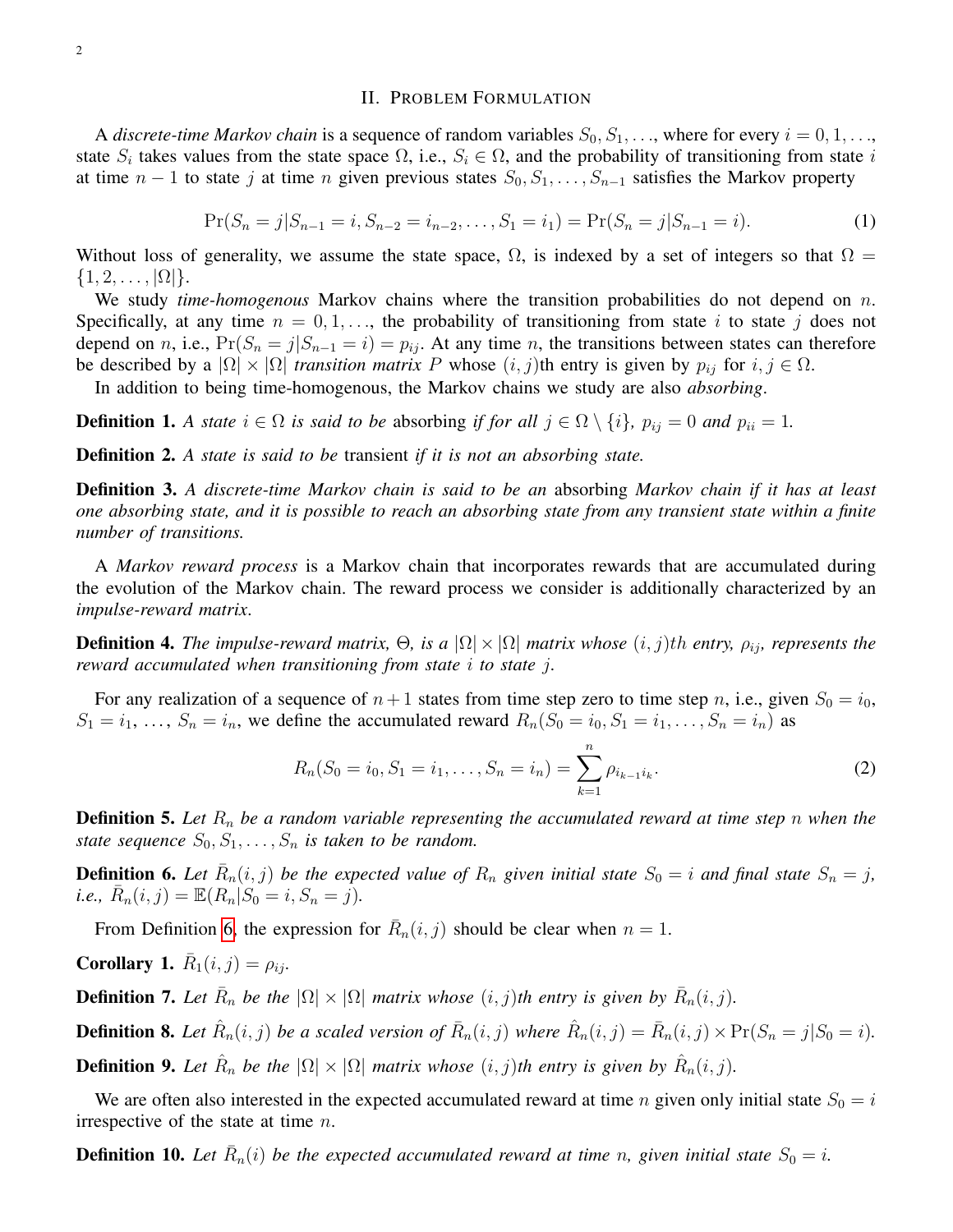## II. Problem Formulation

A *discrete-time Markov chain* is a sequence of random variables $S_0, S_1, \ldots$, where for every $i = 0, 1, \ldots$, state $S_i$ takes values from the state space $\Omega$, i.e., $S_i \in \Omega$, and the probability of transitioning from state $i$ at time $n-1$ to state $j$ at time $n$ given previous states $S_0, S_1, \ldots, S_{n-1}$ satisfies the Markov property

$$\Pr(S_n = j | S_{n-1} = i, S_{n-2} = i_{n-2}, \ldots, S_1 = i_1) = \Pr(S_n = j | S_{n-1} = i). \tag{1}$$

Without loss of generality, we assume the state space, $\Omega$, is indexed by a set of integers so that $\Omega = \{1, 2, \ldots, |\Omega|\}$.

We study *time-homogenous* Markov chains where the transition probabilities do not depend on $n$. Specifically, at any time $n = 0, 1, \ldots$, the probability of transitioning from state $i$ to state $j$ does not depend on $n$, i.e., $\Pr(S_n = j | S_{n-1} = i) = p_{ij}$. At any time $n$, the transitions between states can therefore be described by a $|\Omega| \times |\Omega|$ *transition matrix* $P$ whose $(i, j)$th entry is given by $p_{ij}$ for $i, j \in \Omega$.

In addition to being time-homogenous, the Markov chains we study are also *absorbing*.

**Definition 1.** *A state $i \in \Omega$ is said to be* absorbing *if for all $j \in \Omega \setminus \{i\}$, $p_{ij} = 0$ and $p_{ii} = 1$.*

**Definition 2.** *A state is said to be* transient *if it is not an absorbing state.*

**Definition 3.** *A discrete-time Markov chain is said to be an* absorbing *Markov chain if it has at least one absorbing state, and it is possible to reach an absorbing state from any transient state within a finite number of transitions.*

A *Markov reward process* is a Markov chain that incorporates rewards that are accumulated during the evolution of the Markov chain. The reward process we consider is additionally characterized by an *impulse-reward matrix*.

**Definition 4.** *The impulse-reward matrix, $\Theta$, is a $|\Omega| \times |\Omega|$ matrix whose $(i, j)th$ entry, $\rho_{ij}$, represents the reward accumulated when transitioning from state $i$ to state $j$.*

For any realization of a sequence of $n+1$ states from time step zero to time step $n$, i.e., given $S_0 = i_0$, $S_1 = i_1$, $\ldots$, $S_n = i_n$, we define the accumulated reward $R_n(S_0 = i_0, S_1 = i_1, \ldots, S_n = i_n)$ as

$$R_n(S_0 = i_0, S_1 = i_1, \ldots, S_n = i_n) = \sum_{k=1}^{n} \rho_{i_{k-1} i_k}. \tag{2}$$

**Definition 5.** *Let $R_n$ be a random variable representing the accumulated reward at time step $n$ when the state sequence $S_0, S_1, \ldots, S_n$ is taken to be random.*

**Definition 6.** *Let $\bar{R}_n(i, j)$ be the expected value of $R_n$ given initial state $S_0 = i$ and final state $S_n = j$, i.e., $\bar{R}_n(i, j) = \mathbb{E}(R_n | S_0 = i, S_n = j)$.*

From Definition 6, the expression for $\bar{R}_n(i, j)$ should be clear when $n = 1$.

**Corollary 1.** $\bar{R}_1(i, j) = \rho_{ij}$.

**Definition 7.** *Let $\bar{R}_n$ be the $|\Omega| \times |\Omega|$ matrix whose $(i, j)th$ entry is given by $\bar{R}_n(i, j)$.*

**Definition 8.** *Let $\hat{R}_n(i, j)$ be a scaled version of $\bar{R}_n(i, j)$ where $\hat{R}_n(i, j) = \bar{R}_n(i, j) \times \Pr(S_n = j | S_0 = i)$.*

**Definition 9.** *Let $\hat{R}_n$ be the $|\Omega| \times |\Omega|$ matrix whose $(i, j)th$ entry is given by $\hat{R}_n(i, j)$.*

We are often also interested in the expected accumulated reward at time $n$ given only initial state $S_0 = i$ irrespective of the state at time $n$.

**Definition 10.** *Let $\bar{R}_n(i)$ be the expected accumulated reward at time $n$, given initial state $S_0 = i$.*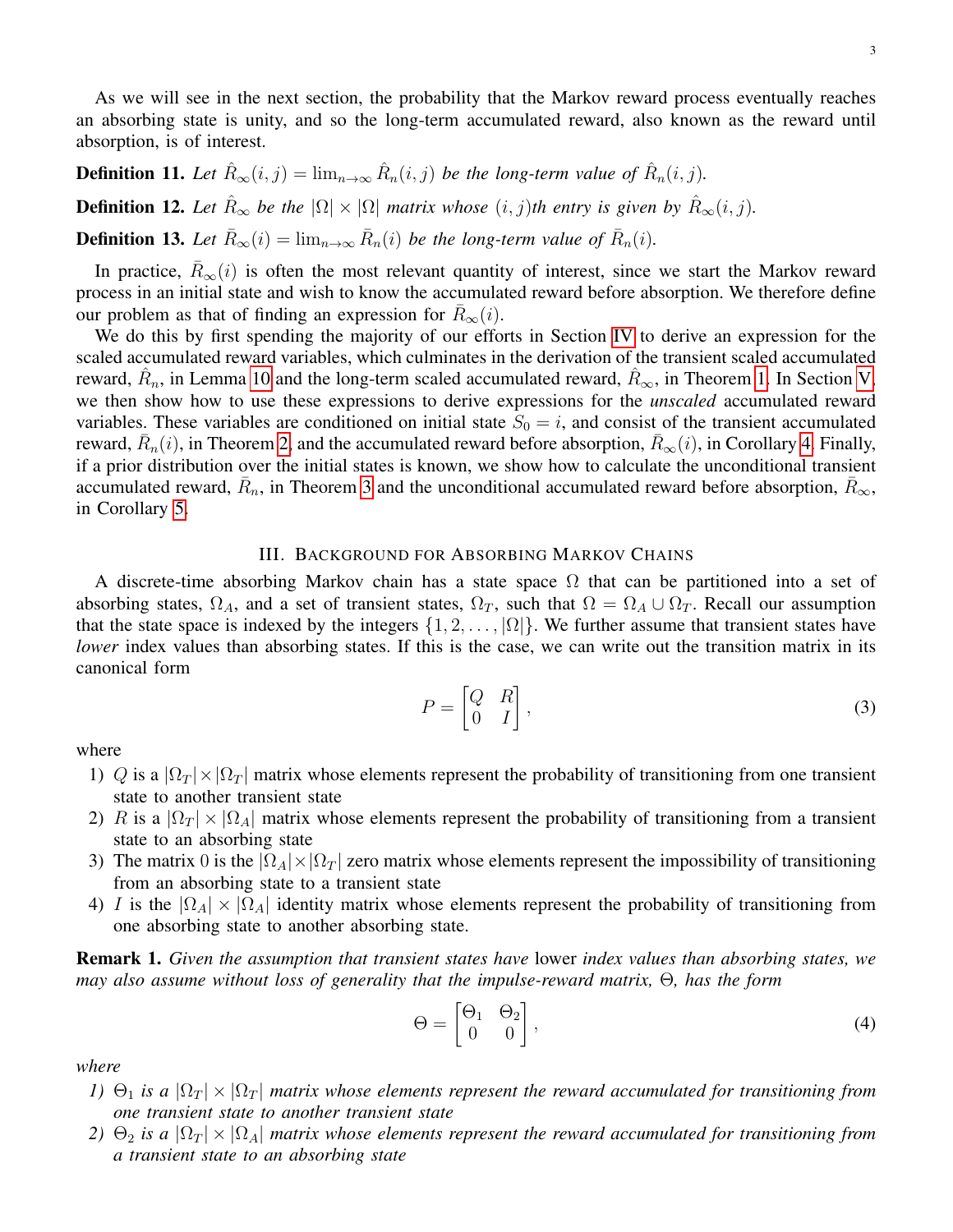As we will see in the next section, the probability that the Markov reward process eventually reaches an absorbing state is unity, and so the long-term accumulated reward, also known as the reward until absorption, is of interest.

**Definition 11.** *Let $\hat{R}_\infty(i,j) = \lim_{n\to\infty} \hat{R}_n(i,j)$ be the long-term value of $\hat{R}_n(i,j)$.*

**Definition 12.** *Let $\hat{R}_\infty$ be the $|\Omega| \times |\Omega|$ matrix whose $(i,j)$th entry is given by $\hat{R}_\infty(i,j)$.*

**Definition 13.** *Let $\bar{R}_\infty(i) = \lim_{n\to\infty} \bar{R}_n(i)$ be the long-term value of $\bar{R}_n(i)$.*

In practice, $\bar{R}_\infty(i)$ is often the most relevant quantity of interest, since we start the Markov reward process in an initial state and wish to know the accumulated reward before absorption. We therefore define our problem as that of finding an expression for $\bar{R}_\infty(i)$.

We do this by first spending the majority of our efforts in Section IV to derive an expression for the scaled accumulated reward variables, which culminates in the derivation of the transient scaled accumulated reward, $\hat{R}_n$, in Lemma 10 and the long-term scaled accumulated reward, $\hat{R}_\infty$, in Theorem 1. In Section V, we then show how to use these expressions to derive expressions for the *unscaled* accumulated reward variables. These variables are conditioned on initial state $S_0 = i$, and consist of the transient accumulated reward, $\bar{R}_n(i)$, in Theorem 2, and the accumulated reward before absorption, $\bar{R}_\infty(i)$, in Corollary 4. Finally, if a prior distribution over the initial states is known, we show how to calculate the unconditional transient accumulated reward, $\bar{R}_n$, in Theorem 3 and the unconditional accumulated reward before absorption, $\bar{R}_\infty$, in Corollary 5.

## III. Background for Absorbing Markov Chains

A discrete-time absorbing Markov chain has a state space $\Omega$ that can be partitioned into a set of absorbing states, $\Omega_A$, and a set of transient states, $\Omega_T$, such that $\Omega = \Omega_A \cup \Omega_T$. Recall our assumption that the state space is indexed by the integers $\{1, 2, \ldots, |\Omega|\}$. We further assume that transient states have *lower* index values than absorbing states. If this is the case, we can write out the transition matrix in its canonical form

$$P = \begin{bmatrix} Q & R \\ 0 & I \end{bmatrix}, \tag{3}$$

where

1) $Q$ is a $|\Omega_T| \times |\Omega_T|$ matrix whose elements represent the probability of transitioning from one transient state to another transient state
2) $R$ is a $|\Omega_T| \times |\Omega_A|$ matrix whose elements represent the probability of transitioning from a transient state to an absorbing state
3) The matrix 0 is the $|\Omega_A| \times |\Omega_T|$ zero matrix whose elements represent the impossibility of transitioning from an absorbing state to a transient state
4) $I$ is the $|\Omega_A| \times |\Omega_A|$ identity matrix whose elements represent the probability of transitioning from one absorbing state to another absorbing state.

**Remark 1.** *Given the assumption that transient states have* lower *index values than absorbing states, we may also assume without loss of generality that the impulse-reward matrix, $\Theta$, has the form*

$$\Theta = \begin{bmatrix} \Theta_1 & \Theta_2 \\ 0 & 0 \end{bmatrix}, \tag{4}$$

*where*

*1) $\Theta_1$ is a $|\Omega_T| \times |\Omega_T|$ matrix whose elements represent the reward accumulated for transitioning from one transient state to another transient state*
*2) $\Theta_2$ is a $|\Omega_T| \times |\Omega_A|$ matrix whose elements represent the reward accumulated for transitioning from a transient state to an absorbing state*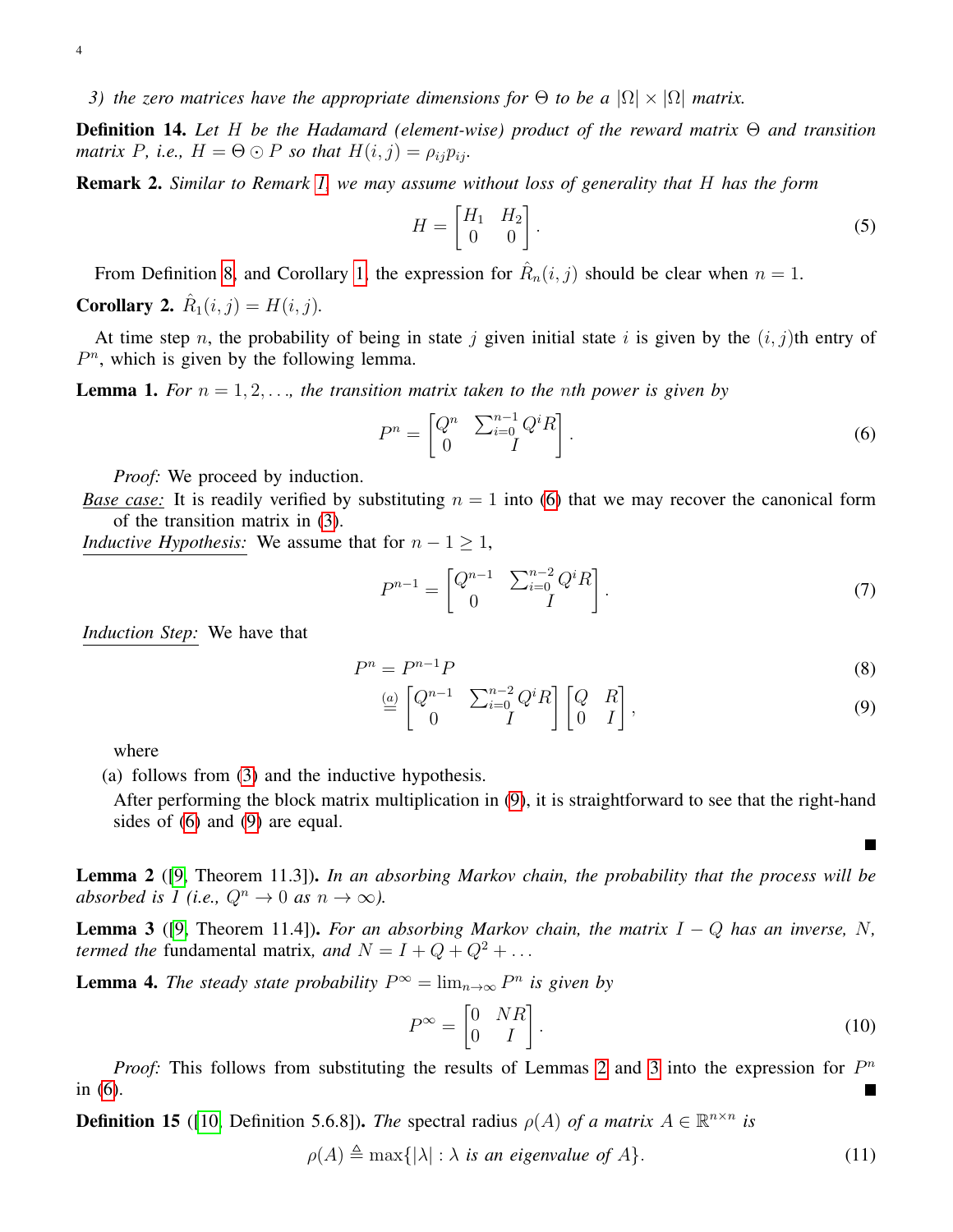*3) the zero matrices have the appropriate dimensions for $\Theta$ to be a $|\Omega| \times |\Omega|$ matrix.*

**Definition 14.** *Let $H$ be the Hadamard (element-wise) product of the reward matrix $\Theta$ and transition matrix $P$, i.e., $H = \Theta \odot P$ so that $H(i,j) = \rho_{ij} p_{ij}$.*

**Remark 2.** *Similar to Remark 1, we may assume without loss of generality that $H$ has the form*

$$H = \begin{bmatrix} H_1 & H_2 \\ 0 & 0 \end{bmatrix}. \tag{5}$$

From Definition 8, and Corollary 1, the expression for $\hat{R}_n(i,j)$ should be clear when $n = 1$.

**Corollary 2.** $\hat{R}_1(i,j) = H(i,j)$.

At time step $n$, the probability of being in state $j$ given initial state $i$ is given by the $(i,j)$th entry of $P^n$, which is given by the following lemma.

**Lemma 1.** *For $n = 1, 2, \ldots$, the transition matrix taken to the $n$th power is given by*

$$P^n = \begin{bmatrix} Q^n & \sum_{i=0}^{n-1} Q^i R \\ 0 & I \end{bmatrix}. \tag{6}$$

*Proof:* We proceed by induction.

Base case: It is readily verified by substituting $n = 1$ into (6) that we may recover the canonical form of the transition matrix in (3).

Inductive Hypothesis: We assume that for $n - 1 \geq 1$,

$$P^{n-1} = \begin{bmatrix} Q^{n-1} & \sum_{i=0}^{n-2} Q^i R \\ 0 & I \end{bmatrix}. \tag{7}$$

Induction Step: We have that

$$P^n = P^{n-1} P \tag{8}$$

$$\stackrel{(a)}{=} \begin{bmatrix} Q^{n-1} & \sum_{i=0}^{n-2} Q^i R \\ 0 & I \end{bmatrix} \begin{bmatrix} Q & R \\ 0 & I \end{bmatrix}, \tag{9}$$

where

(a) follows from (3) and the inductive hypothesis.

After performing the block matrix multiplication in (9), it is straightforward to see that the right-hand sides of (6) and (9) are equal. ∎

**Lemma 2** ([9, Theorem 11.3])**.** *In an absorbing Markov chain, the probability that the process will be absorbed is 1 (i.e., $Q^n \to 0$ as $n \to \infty$).*

**Lemma 3** ([9, Theorem 11.4])**.** *For an absorbing Markov chain, the matrix $I - Q$ has an inverse, $N$, termed the* fundamental matrix*, and $N = I + Q + Q^2 + \ldots$*

**Lemma 4.** *The steady state probability $P^\infty = \lim_{n\to\infty} P^n$ is given by*

$$P^\infty = \begin{bmatrix} 0 & NR \\ 0 & I \end{bmatrix}. \tag{10}$$

*Proof:* This follows from substituting the results of Lemmas 2 and 3 into the expression for $P^n$ in (6). ∎

**Definition 15** ([10, Definition 5.6.8])**.** *The* spectral radius *$\rho(A)$ of a matrix $A \in \mathbb{R}^{n\times n}$ is*

$$\rho(A) \triangleq \max\{|\lambda| : \lambda \text{ is an eigenvalue of } A\}. \tag{11}$$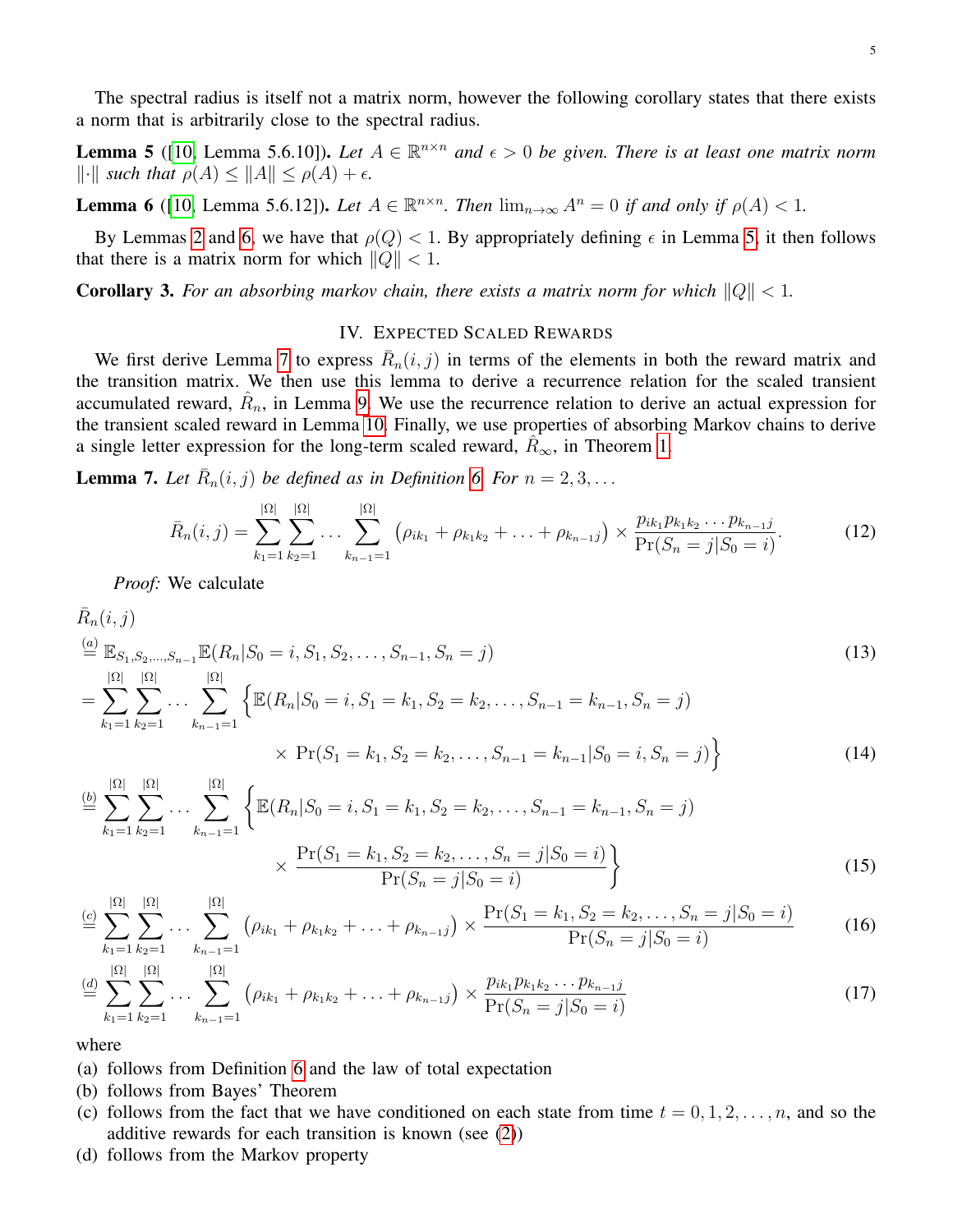The spectral radius is itself not a matrix norm, however the following corollary states that there exists a norm that is arbitrarily close to the spectral radius.

**Lemma 5** ([10, Lemma 5.6.10])**.** *Let $A \in \mathbb{R}^{n\times n}$ and $\epsilon > 0$ be given. There is at least one matrix norm $\|\cdot\|$ such that $\rho(A) \leq \|A\| \leq \rho(A) + \epsilon$.*

**Lemma 6** ([10, Lemma 5.6.12])**.** *Let $A \in \mathbb{R}^{n\times n}$. Then $\lim_{n\to\infty} A^n = 0$ if and only if $\rho(A) < 1$.*

By Lemmas 2 and 6, we have that $\rho(Q) < 1$. By appropriately defining $\epsilon$ in Lemma 5, it then follows that there is a matrix norm for which $\|Q\| < 1$.

**Corollary 3.** *For an absorbing markov chain, there exists a matrix norm for which $\|Q\| < 1$.*

## IV. Expected Scaled Rewards

We first derive Lemma 7 to express $\bar{R}_n(i,j)$ in terms of the elements in both the reward matrix and the transition matrix. We then use this lemma to derive a recurrence relation for the scaled transient accumulated reward, $\hat{R}_n$, in Lemma 9. We use the recurrence relation to derive an actual expression for the transient scaled reward in Lemma 10. Finally, we use properties of absorbing Markov chains to derive a single letter expression for the long-term scaled reward, $\hat{R}_\infty$, in Theorem 1.

**Lemma 7.** *Let $\bar{R}_n(i,j)$ be defined as in Definition 6. For $n = 2, 3, \ldots$*

$$\bar{R}_n(i,j) = \sum_{k_1=1}^{|\Omega|}\sum_{k_2=1}^{|\Omega|}\cdots\sum_{k_{n-1}=1}^{|\Omega|}\left(\rho_{ik_1} + \rho_{k_1k_2} + \ldots + \rho_{k_{n-1}j}\right) \times \frac{p_{ik_1}p_{k_1k_2}\cdots p_{k_{n-1}j}}{\Pr(S_n = j|S_0 = i)}. \tag{12}$$

*Proof:* We calculate

$$
\begin{aligned}
&\bar{R}_n(i,j) \\
&\overset{(a)}{=} \mathbb{E}_{S_1,S_2,\ldots,S_{n-1}}\mathbb{E}(R_n|S_0 = i, S_1, S_2, \ldots, S_{n-1}, S_n = j) && (13)\\
&= \sum_{k_1=1}^{|\Omega|}\sum_{k_2=1}^{|\Omega|}\cdots\sum_{k_{n-1}=1}^{|\Omega|}\Big\{\mathbb{E}(R_n|S_0 = i, S_1 = k_1, S_2 = k_2, \ldots, S_{n-1} = k_{n-1}, S_n = j) \\
&\qquad\qquad \times \Pr(S_1 = k_1, S_2 = k_2, \ldots, S_{n-1} = k_{n-1}|S_0 = i, S_n = j)\Big\} && (14)\\
&\overset{(b)}{=} \sum_{k_1=1}^{|\Omega|}\sum_{k_2=1}^{|\Omega|}\cdots\sum_{k_{n-1}=1}^{|\Omega|}\Big\{\mathbb{E}(R_n|S_0 = i, S_1 = k_1, S_2 = k_2, \ldots, S_{n-1} = k_{n-1}, S_n = j) \\
&\qquad\qquad \times \frac{\Pr(S_1 = k_1, S_2 = k_2, \ldots, S_n = j|S_0 = i)}{\Pr(S_n = j|S_0 = i)}\Big\} && (15)\\
&\overset{(c)}{=} \sum_{k_1=1}^{|\Omega|}\sum_{k_2=1}^{|\Omega|}\cdots\sum_{k_{n-1}=1}^{|\Omega|}\left(\rho_{ik_1} + \rho_{k_1k_2} + \ldots + \rho_{k_{n-1}j}\right) \times \frac{\Pr(S_1 = k_1, S_2 = k_2, \ldots, S_n = j|S_0 = i)}{\Pr(S_n = j|S_0 = i)} && (16)\\
&\overset{(d)}{=} \sum_{k_1=1}^{|\Omega|}\sum_{k_2=1}^{|\Omega|}\cdots\sum_{k_{n-1}=1}^{|\Omega|}\left(\rho_{ik_1} + \rho_{k_1k_2} + \ldots + \rho_{k_{n-1}j}\right) \times \frac{p_{ik_1}p_{k_1k_2}\cdots p_{k_{n-1}j}}{\Pr(S_n = j|S_0 = i)} && (17)
\end{aligned}
$$

where

(a) follows from Definition 6 and the law of total expectation
(b) follows from Bayes' Theorem
(c) follows from the fact that we have conditioned on each state from time $t = 0, 1, 2, \ldots, n$, and so the additive rewards for each transition is known (see (2))
(d) follows from the Markov property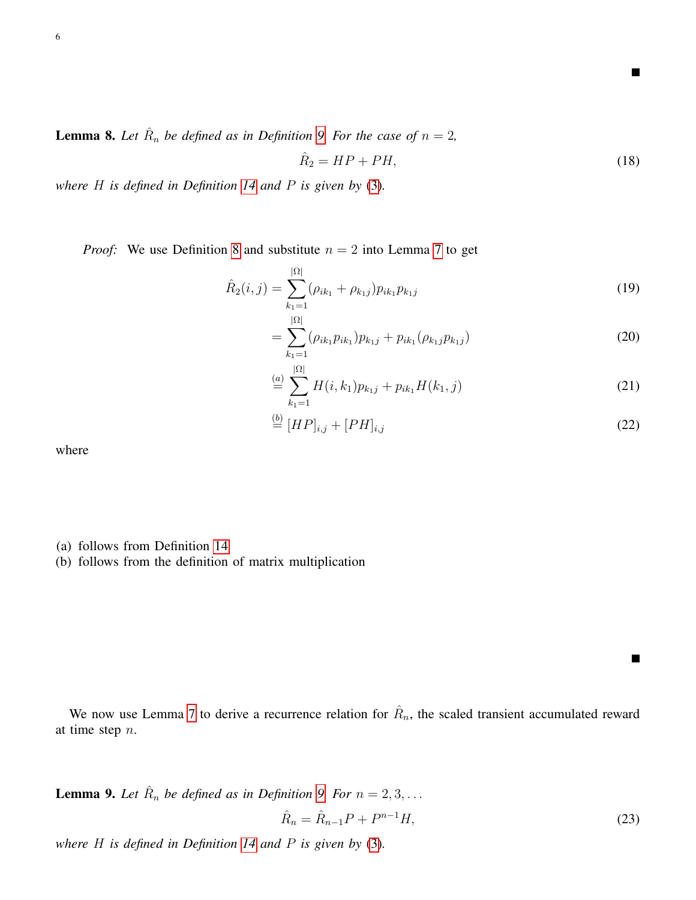∎

**Lemma 8.** *Let $\hat{R}_n$ be defined as in Definition 9. For the case of $n = 2$,*

$$\hat{R}_2 = HP + PH, \tag{18}$$

*where $H$ is defined in Definition 14 and $P$ is given by (3).*

*Proof:* We use Definition 8 and substitute $n = 2$ into Lemma 7 to get

$$\begin{aligned}
\hat{R}_2(i,j) &= \sum_{k_1=1}^{|\Omega|} (\rho_{ik_1} + \rho_{k_1 j}) p_{ik_1} p_{k_1 j} &(19)\\
&= \sum_{k_1=1}^{|\Omega|} (\rho_{ik_1} p_{ik_1}) p_{k_1 j} + p_{ik_1} (\rho_{k_1 j} p_{k_1 j}) &(20)\\
&\overset{(a)}{=} \sum_{k_1=1}^{|\Omega|} H(i,k_1) p_{k_1 j} + p_{ik_1} H(k_1, j) &(21)\\
&\overset{(b)}{=} [HP]_{i,j} + [PH]_{i,j} &(22)
\end{aligned}$$

where

(a) follows from Definition 14
(b) follows from the definition of matrix multiplication

∎

We now use Lemma 7 to derive a recurrence relation for $\hat{R}_n$, the scaled transient accumulated reward at time step $n$.

**Lemma 9.** *Let $\hat{R}_n$ be defined as in Definition 9. For $n = 2, 3, \ldots$*

$$\hat{R}_n = \hat{R}_{n-1} P + P^{n-1} H, \tag{23}$$

*where $H$ is defined in Definition 14 and $P$ is given by (3).*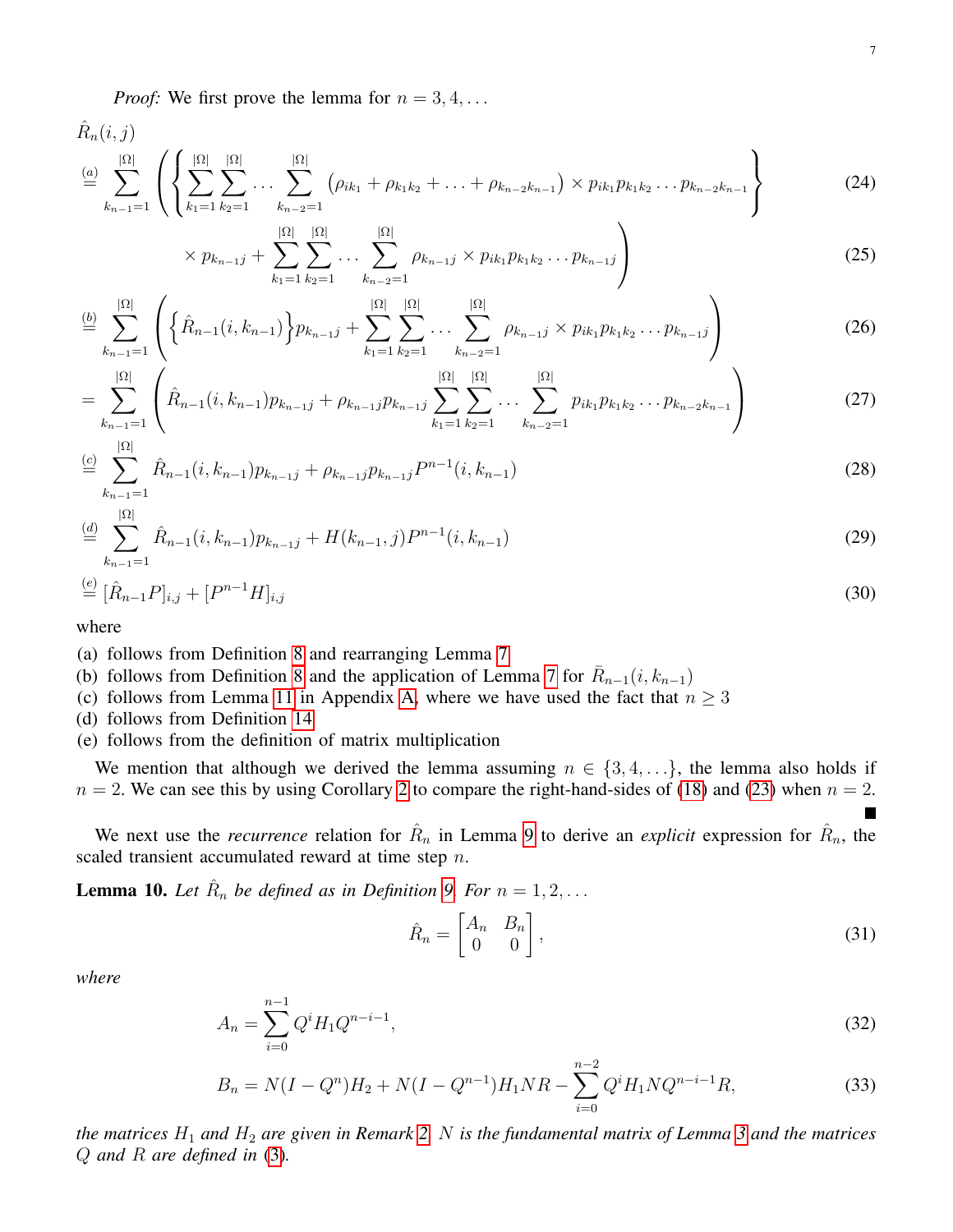*Proof:* We first prove the lemma for $n = 3, 4, \ldots$

$$
\begin{aligned}
&\hat{R}_n(i,j) \\
&\overset{(a)}{=} \sum_{k_{n-1}=1}^{|\Omega|} \left( \left\{ \sum_{k_1=1}^{|\Omega|} \sum_{k_2=1}^{|\Omega|} \cdots \sum_{k_{n-2}=1}^{|\Omega|} \left( \rho_{ik_1} + \rho_{k_1k_2} + \ldots + \rho_{k_{n-2}k_{n-1}} \right) \times p_{ik_1} p_{k_1k_2} \ldots p_{k_{n-2}k_{n-1}} \right\} \right. && (24) \\
&\qquad\qquad \left. \times\, p_{k_{n-1}j} + \sum_{k_1=1}^{|\Omega|} \sum_{k_2=1}^{|\Omega|} \cdots \sum_{k_{n-2}=1}^{|\Omega|} \rho_{k_{n-1}j} \times p_{ik_1} p_{k_1k_2} \ldots p_{k_{n-1}j} \right) && (25) \\
&\overset{(b)}{=} \sum_{k_{n-1}=1}^{|\Omega|} \left( \left\{ \hat{R}_{n-1}(i, k_{n-1}) \right\} p_{k_{n-1}j} + \sum_{k_1=1}^{|\Omega|} \sum_{k_2=1}^{|\Omega|} \cdots \sum_{k_{n-2}=1}^{|\Omega|} \rho_{k_{n-1}j} \times p_{ik_1} p_{k_1k_2} \ldots p_{k_{n-1}j} \right) && (26) \\
&= \sum_{k_{n-1}=1}^{|\Omega|} \left( \hat{R}_{n-1}(i, k_{n-1}) p_{k_{n-1}j} + \rho_{k_{n-1}j} p_{k_{n-1}j} \sum_{k_1=1}^{|\Omega|} \sum_{k_2=1}^{|\Omega|} \cdots \sum_{k_{n-2}=1}^{|\Omega|} p_{ik_1} p_{k_1k_2} \ldots p_{k_{n-2}k_{n-1}} \right) && (27) \\
&\overset{(c)}{=} \sum_{k_{n-1}=1}^{|\Omega|} \hat{R}_{n-1}(i, k_{n-1}) p_{k_{n-1}j} + \rho_{k_{n-1}j} p_{k_{n-1}j} P^{n-1}(i, k_{n-1}) && (28) \\
&\overset{(d)}{=} \sum_{k_{n-1}=1}^{|\Omega|} \hat{R}_{n-1}(i, k_{n-1}) p_{k_{n-1}j} + H(k_{n-1}, j) P^{n-1}(i, k_{n-1}) && (29) \\
&\overset{(e)}{=} [\hat{R}_{n-1} P]_{i,j} + [P^{n-1} H]_{i,j} && (30)
\end{aligned}
$$

where

(a) follows from Definition 8 and rearranging Lemma 7
(b) follows from Definition 8 and the application of Lemma 7 for $\bar{R}_{n-1}(i, k_{n-1})$
(c) follows from Lemma 11 in Appendix A, where we have used the fact that $n \geq 3$
(d) follows from Definition 14
(e) follows from the definition of matrix multiplication

We mention that although we derived the lemma assuming $n \in \{3, 4, \ldots\}$, the lemma also holds if $n = 2$. We can see this by using Corollary 2 to compare the right-hand-sides of (18) and (23) when $n = 2$. ■

We next use the *recurrence* relation for $\hat{R}_n$ in Lemma 9 to derive an *explicit* expression for $\hat{R}_n$, the scaled transient accumulated reward at time step $n$.

**Lemma 10.** *Let $\hat{R}_n$ be defined as in Definition 9. For $n = 1, 2, \ldots$*

$$
\hat{R}_n = \begin{bmatrix} A_n & B_n \\ 0 & 0 \end{bmatrix}, \tag{31}
$$

*where*

$$
A_n = \sum_{i=0}^{n-1} Q^i H_1 Q^{n-i-1}, \tag{32}
$$

$$
B_n = N(I - Q^n) H_2 + N(I - Q^{n-1}) H_1 N R - \sum_{i=0}^{n-2} Q^i H_1 N Q^{n-i-1} R, \tag{33}
$$

*the matrices $H_1$ and $H_2$ are given in Remark 2. $N$ is the fundamental matrix of Lemma 3 and the matrices $Q$ and $R$ are defined in (3).*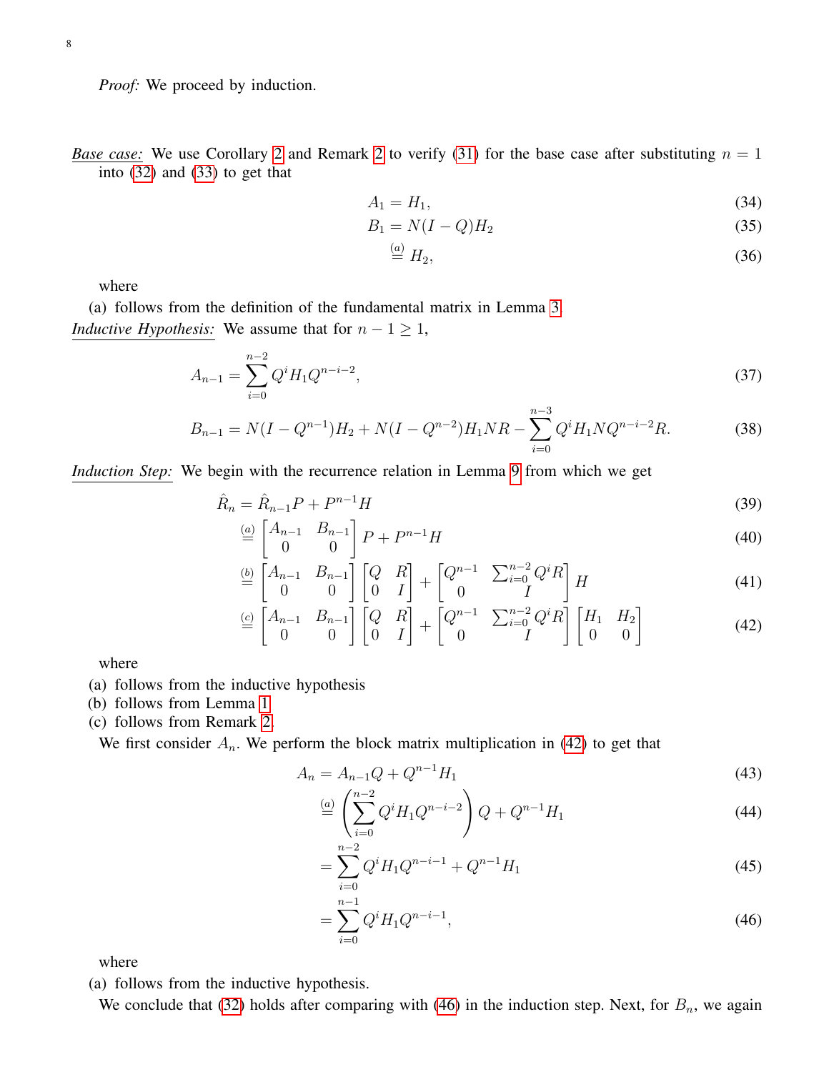*Proof:* We proceed by induction.

*Base case:* We use Corollary 2 and Remark 2 to verify (31) for the base case after substituting $n = 1$ into (32) and (33) to get that

$$A_1 = H_1, \tag{34}$$

$$B_1 = N(I - Q)H_2 \tag{35}$$

$$\overset{(a)}{=} H_2, \tag{36}$$

where

(a) follows from the definition of the fundamental matrix in Lemma 3.

*Inductive Hypothesis:* We assume that for $n - 1 \geq 1$,

$$A_{n-1} = \sum_{i=0}^{n-2} Q^i H_1 Q^{n-i-2}, \tag{37}$$

$$B_{n-1} = N(I - Q^{n-1})H_2 + N(I - Q^{n-2})H_1 N R - \sum_{i=0}^{n-3} Q^i H_1 N Q^{n-i-2} R. \tag{38}$$

*Induction Step:* We begin with the recurrence relation in Lemma 9 from which we get

$$\hat{R}_n = \hat{R}_{n-1} P + P^{n-1} H \tag{39}$$

$$\overset{(a)}{=} \begin{bmatrix} A_{n-1} & B_{n-1} \\ 0 & 0 \end{bmatrix} P + P^{n-1} H \tag{40}$$

$$\overset{(b)}{=} \begin{bmatrix} A_{n-1} & B_{n-1} \\ 0 & 0 \end{bmatrix} \begin{bmatrix} Q & R \\ 0 & I \end{bmatrix} + \begin{bmatrix} Q^{n-1} & \sum_{i=0}^{n-2} Q^i R \\ 0 & I \end{bmatrix} H \tag{41}$$

$$\overset{(c)}{=} \begin{bmatrix} A_{n-1} & B_{n-1} \\ 0 & 0 \end{bmatrix} \begin{bmatrix} Q & R \\ 0 & I \end{bmatrix} + \begin{bmatrix} Q^{n-1} & \sum_{i=0}^{n-2} Q^i R \\ 0 & I \end{bmatrix} \begin{bmatrix} H_1 & H_2 \\ 0 & 0 \end{bmatrix} \tag{42}$$

where

(a) follows from the inductive hypothesis

(b) follows from Lemma 1

(c) follows from Remark 2.

We first consider $A_n$. We perform the block matrix multiplication in (42) to get that

$$A_n = A_{n-1} Q + Q^{n-1} H_1 \tag{43}$$

$$\overset{(a)}{=} \left( \sum_{i=0}^{n-2} Q^i H_1 Q^{n-i-2} \right) Q + Q^{n-1} H_1 \tag{44}$$

$$= \sum_{i=0}^{n-2} Q^i H_1 Q^{n-i-1} + Q^{n-1} H_1 \tag{45}$$

$$= \sum_{i=0}^{n-1} Q^i H_1 Q^{n-i-1}, \tag{46}$$

where

(a) follows from the inductive hypothesis.

We conclude that (32) holds after comparing with (46) in the induction step. Next, for $B_n$, we again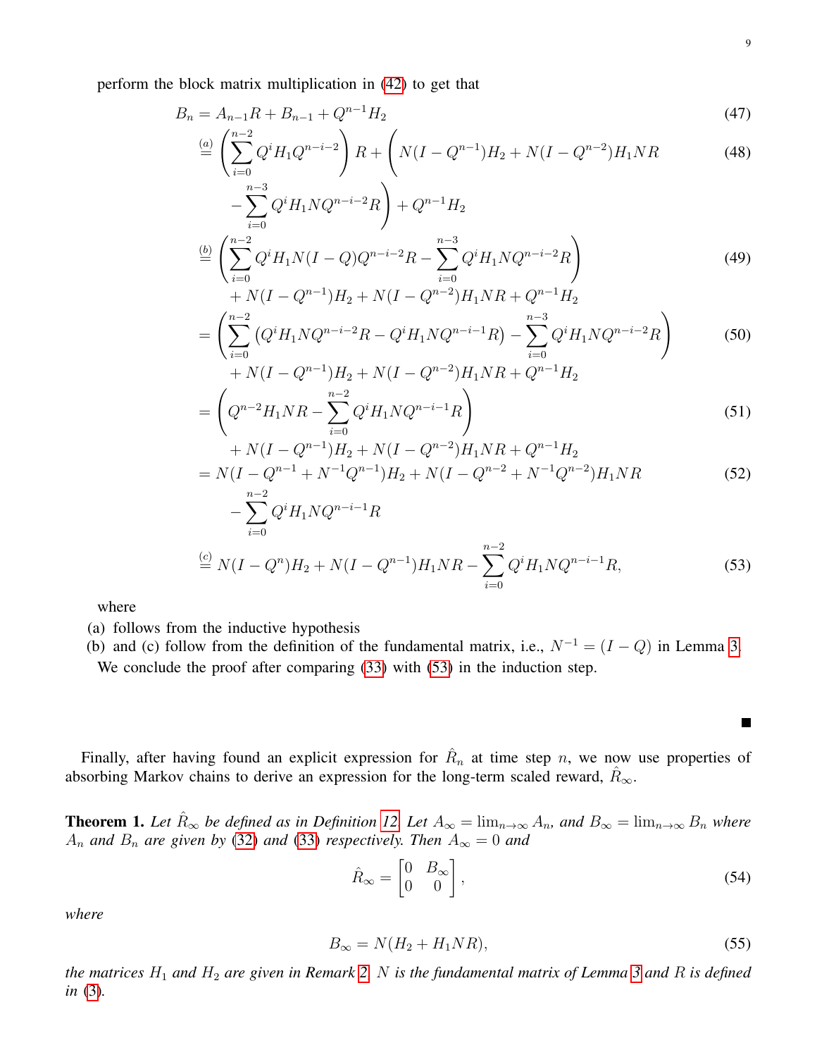perform the block matrix multiplication in (42) to get that

$$
\begin{aligned}
B_n &= A_{n-1}R + B_{n-1} + Q^{n-1}H_2 && (47)\\
&\overset{(a)}{=} \left(\sum_{i=0}^{n-2} Q^i H_1 Q^{n-i-2}\right) R + \Bigg( N(I - Q^{n-1})H_2 + N(I - Q^{n-2})H_1 NR && (48)\\
&\qquad - \sum_{i=0}^{n-3} Q^i H_1 N Q^{n-i-2} R \Bigg) + Q^{n-1}H_2 \\
&\overset{(b)}{=} \left(\sum_{i=0}^{n-2} Q^i H_1 N(I-Q) Q^{n-i-2} R - \sum_{i=0}^{n-3} Q^i H_1 N Q^{n-i-2} R\right) && (49)\\
&\qquad + N(I - Q^{n-1})H_2 + N(I - Q^{n-2})H_1 NR + Q^{n-1}H_2 \\
&= \left(\sum_{i=0}^{n-2} \left(Q^i H_1 N Q^{n-i-2} R - Q^i H_1 N Q^{n-i-1} R\right) - \sum_{i=0}^{n-3} Q^i H_1 N Q^{n-i-2} R\right) && (50)\\
&\qquad + N(I - Q^{n-1})H_2 + N(I - Q^{n-2})H_1 NR + Q^{n-1}H_2 \\
&= \left(Q^{n-2} H_1 NR - \sum_{i=0}^{n-2} Q^i H_1 N Q^{n-i-1} R\right) && (51)\\
&\qquad + N(I - Q^{n-1})H_2 + N(I - Q^{n-2})H_1 NR + Q^{n-1}H_2 \\
&= N(I - Q^{n-1} + N^{-1}Q^{n-1})H_2 + N(I - Q^{n-2} + N^{-1}Q^{n-2})H_1 NR && (52)\\
&\qquad - \sum_{i=0}^{n-2} Q^i H_1 N Q^{n-i-1} R \\
&\overset{(c)}{=} N(I - Q^n)H_2 + N(I - Q^{n-1})H_1 NR - \sum_{i=0}^{n-2} Q^i H_1 N Q^{n-i-1} R, && (53)
\end{aligned}
$$

where

(a) follows from the inductive hypothesis

(b) and (c) follow from the definition of the fundamental matrix, i.e., $N^{-1} = (I - Q)$ in Lemma 3.

We conclude the proof after comparing (33) with (53) in the induction step.

■

Finally, after having found an explicit expression for $\hat{R}_n$ at time step $n$, we now use properties of absorbing Markov chains to derive an expression for the long-term scaled reward, $\hat{R}_\infty$.

**Theorem 1.** *Let $\hat{R}_\infty$ be defined as in Definition 12. Let $A_\infty = \lim_{n\to\infty} A_n$, and $B_\infty = \lim_{n\to\infty} B_n$ where $A_n$ and $B_n$ are given by (32) and (33) respectively. Then $A_\infty = 0$ and*

$$
\hat{R}_\infty = \begin{bmatrix} 0 & B_\infty \\ 0 & 0 \end{bmatrix}, \tag{54}
$$

*where*

$$
B_\infty = N(H_2 + H_1 NR), \tag{55}
$$

*the matrices $H_1$ and $H_2$ are given in Remark 2. $N$ is the fundamental matrix of Lemma 3 and $R$ is defined in (3).*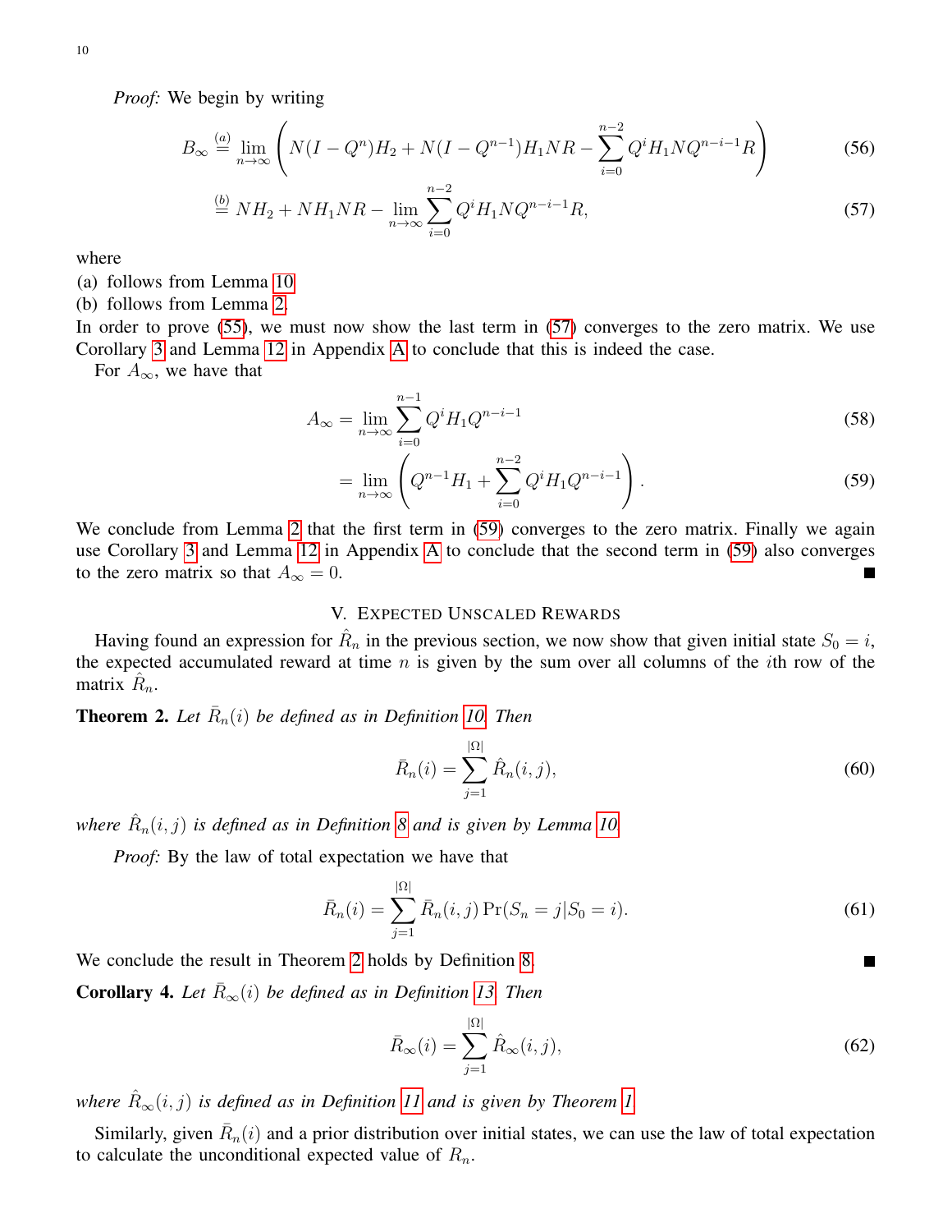*Proof:* We begin by writing

$$B_\infty \overset{(a)}{=} \lim_{n\to\infty} \left( N(I - Q^n)H_2 + N(I - Q^{n-1})H_1 NR - \sum_{i=0}^{n-2} Q^i H_1 N Q^{n-i-1} R \right) \tag{56}$$

$$\overset{(b)}{=} NH_2 + NH_1NR - \lim_{n\to\infty} \sum_{i=0}^{n-2} Q^i H_1 N Q^{n-i-1} R, \tag{57}$$

where

(a) follows from Lemma 10

(b) follows from Lemma 2.

In order to prove (55), we must now show the last term in (57) converges to the zero matrix. We use Corollary 3 and Lemma 12 in Appendix A to conclude that this is indeed the case.

For $A_\infty$, we have that

$$A_\infty = \lim_{n\to\infty} \sum_{i=0}^{n-1} Q^i H_1 Q^{n-i-1} \tag{58}$$

$$= \lim_{n\to\infty} \left( Q^{n-1} H_1 + \sum_{i=0}^{n-2} Q^i H_1 Q^{n-i-1} \right). \tag{59}$$

We conclude from Lemma 2 that the first term in (59) converges to the zero matrix. Finally we again use Corollary 3 and Lemma 12 in Appendix A to conclude that the second term in (59) also converges to the zero matrix so that $A_\infty = 0$. ■

## V. Expected Unscaled Rewards

Having found an expression for $\hat{R}_n$ in the previous section, we now show that given initial state $S_0 = i$, the expected accumulated reward at time $n$ is given by the sum over all columns of the $i$th row of the matrix $\hat{R}_n$.

**Theorem 2.** *Let $\bar{R}_n(i)$ be defined as in Definition 10. Then*

$$\bar{R}_n(i) = \sum_{j=1}^{|\Omega|} \hat{R}_n(i,j), \tag{60}$$

*where $\hat{R}_n(i,j)$ is defined as in Definition 8 and is given by Lemma 10.*

*Proof:* By the law of total expectation we have that

$$\bar{R}_n(i) = \sum_{j=1}^{|\Omega|} \bar{R}_n(i,j) \Pr(S_n = j | S_0 = i). \tag{61}$$

We conclude the result in Theorem 2 holds by Definition 8. ■

**Corollary 4.** *Let $\bar{R}_\infty(i)$ be defined as in Definition 13. Then*

$$\bar{R}_\infty(i) = \sum_{j=1}^{|\Omega|} \hat{R}_\infty(i,j), \tag{62}$$

*where $\hat{R}_\infty(i,j)$ is defined as in Definition 11 and is given by Theorem 1.*

Similarly, given $\bar{R}_n(i)$ and a prior distribution over initial states, we can use the law of total expectation to calculate the unconditional expected value of $R_n$.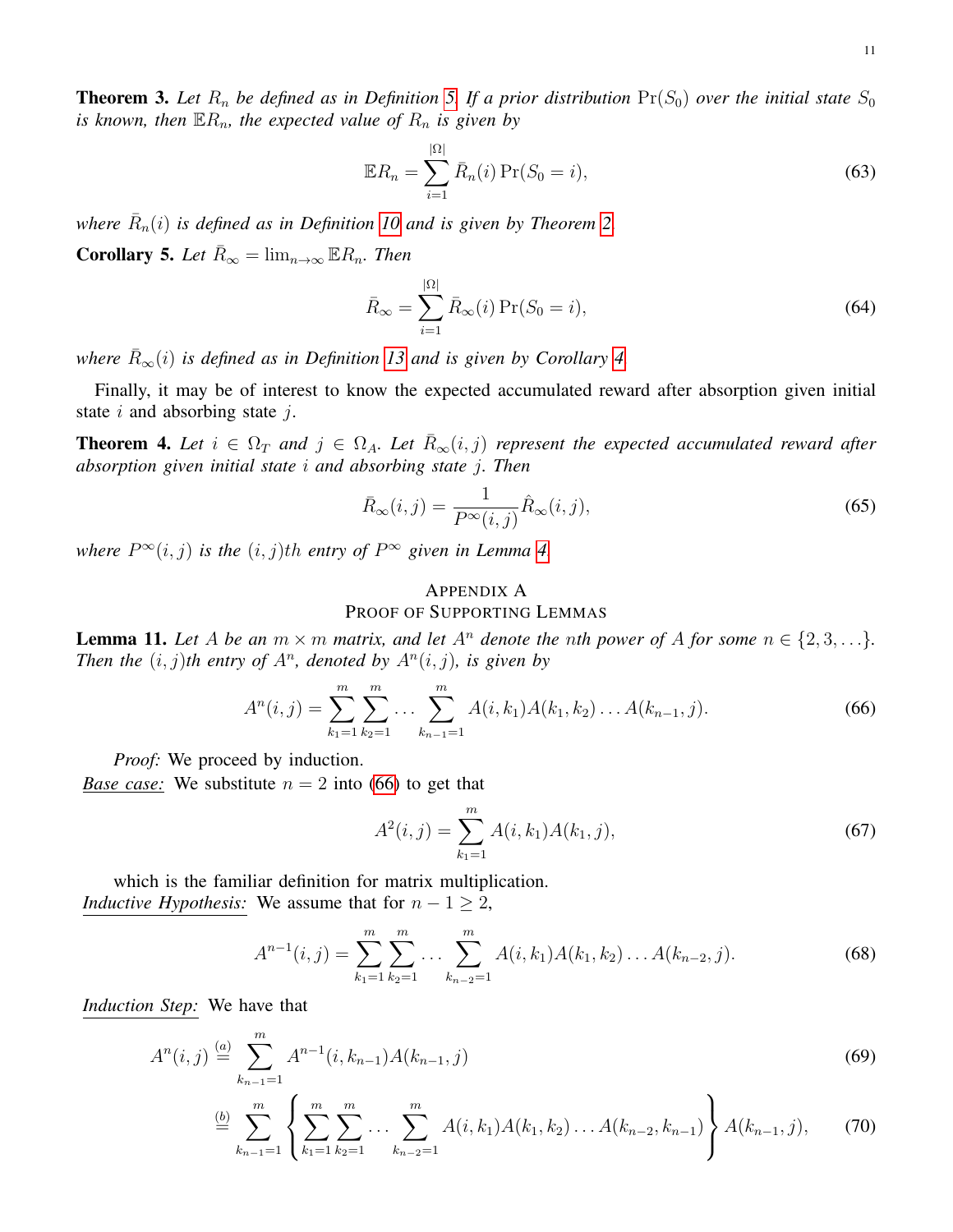**Theorem 3.** *Let $R_n$ be defined as in Definition 5. If a prior distribution $\Pr(S_0)$ over the initial state $S_0$ is known, then $\mathbb{E}R_n$, the expected value of $R_n$ is given by*

$$\mathbb{E}R_n = \sum_{i=1}^{|\Omega|} \bar{R}_n(i) \Pr(S_0 = i), \tag{63}$$

*where $\bar{R}_n(i)$ is defined as in Definition 10 and is given by Theorem 2.*

**Corollary 5.** *Let $\bar{R}_\infty = \lim_{n\to\infty} \mathbb{E}R_n$. Then*

$$\bar{R}_\infty = \sum_{i=1}^{|\Omega|} \bar{R}_\infty(i) \Pr(S_0 = i), \tag{64}$$

*where $\bar{R}_\infty(i)$ is defined as in Definition 13 and is given by Corollary 4.*

Finally, it may be of interest to know the expected accumulated reward after absorption given initial state $i$ and absorbing state $j$.

**Theorem 4.** *Let $i \in \Omega_T$ and $j \in \Omega_A$. Let $\bar{R}_\infty(i,j)$ represent the expected accumulated reward after absorption given initial state $i$ and absorbing state $j$. Then*

$$\bar{R}_\infty(i,j) = \frac{1}{P^\infty(i,j)} \hat{R}_\infty(i,j), \tag{65}$$

*where $P^\infty(i,j)$ is the $(i,j)th$ entry of $P^\infty$ given in Lemma 4.*

## Appendix A
## Proof of Supporting Lemmas

**Lemma 11.** *Let $A$ be an $m \times m$ matrix, and let $A^n$ denote the $n$th power of $A$ for some $n \in \{2, 3, \ldots\}$. Then the $(i,j)$th entry of $A^n$, denoted by $A^n(i,j)$, is given by*

$$A^n(i,j) = \sum_{k_1=1}^{m} \sum_{k_2=1}^{m} \ldots \sum_{k_{n-1}=1}^{m} A(i,k_1)A(k_1,k_2)\ldots A(k_{n-1},j). \tag{66}$$

*Proof:* We proceed by induction.

<u>*Base case:*</u> We substitute $n = 2$ into (66) to get that

$$A^2(i,j) = \sum_{k_1=1}^{m} A(i,k_1)A(k_1,j), \tag{67}$$

which is the familiar definition for matrix multiplication.

<u>*Inductive Hypothesis:*</u> We assume that for $n - 1 \geq 2$,

$$A^{n-1}(i,j) = \sum_{k_1=1}^{m} \sum_{k_2=1}^{m} \ldots \sum_{k_{n-2}=1}^{m} A(i,k_1)A(k_1,k_2)\ldots A(k_{n-2},j). \tag{68}$$

<u>*Induction Step:*</u> We have that

$$A^n(i,j) \overset{(a)}{=} \sum_{k_{n-1}=1}^{m} A^{n-1}(i,k_{n-1})A(k_{n-1},j) \tag{69}$$

$$\overset{(b)}{=} \sum_{k_{n-1}=1}^{m} \left\{ \sum_{k_1=1}^{m} \sum_{k_2=1}^{m} \ldots \sum_{k_{n-2}=1}^{m} A(i,k_1)A(k_1,k_2)\ldots A(k_{n-2},k_{n-1}) \right\} A(k_{n-1},j), \tag{70}$$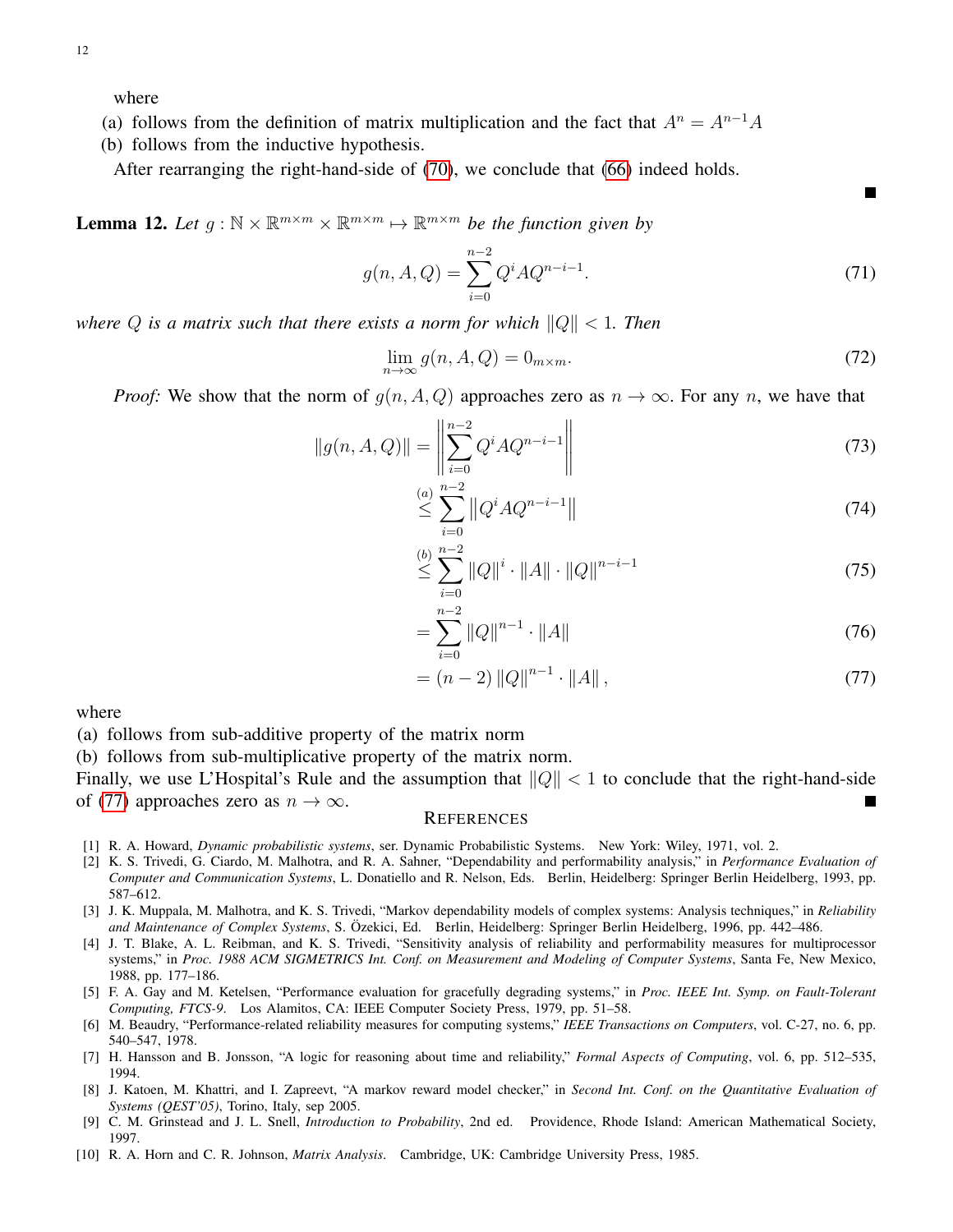where

(a) follows from the definition of matrix multiplication and the fact that $A^n = A^{n-1}A$

(b) follows from the inductive hypothesis.

After rearranging the right-hand-side of (70), we conclude that (66) indeed holds. ∎

**Lemma 12.** *Let $g : \mathbb{N} \times \mathbb{R}^{m\times m} \times \mathbb{R}^{m\times m} \mapsto \mathbb{R}^{m\times m}$ be the function given by*

$$g(n, A, Q) = \sum_{i=0}^{n-2} Q^i A Q^{n-i-1}. \tag{71}$$

*where $Q$ is a matrix such that there exists a norm for which $\|Q\| < 1$. Then*

$$\lim_{n\to\infty} g(n, A, Q) = 0_{m\times m}. \tag{72}$$

*Proof:* We show that the norm of $g(n, A, Q)$ approaches zero as $n \to \infty$. For any $n$, we have that

$$\|g(n, A, Q)\| = \left\| \sum_{i=0}^{n-2} Q^i A Q^{n-i-1} \right\| \tag{73}$$

$$\overset{(a)}{\leq} \sum_{i=0}^{n-2} \left\| Q^i A Q^{n-i-1} \right\| \tag{74}$$

$$\overset{(b)}{\leq} \sum_{i=0}^{n-2} \|Q\|^i \cdot \|A\| \cdot \|Q\|^{n-i-1} \tag{75}$$

$$= \sum_{i=0}^{n-2} \|Q\|^{n-1} \cdot \|A\| \tag{76}$$

$$= (n-2) \|Q\|^{n-1} \cdot \|A\|, \tag{77}$$

where

(a) follows from sub-additive property of the matrix norm

(b) follows from sub-multiplicative property of the matrix norm.

Finally, we use L'Hospital's Rule and the assumption that $\|Q\| < 1$ to conclude that the right-hand-side of (77) approaches zero as $n \to \infty$. ∎

## References

[1] R. A. Howard, *Dynamic probabilistic systems*, ser. Dynamic Probabilistic Systems. New York: Wiley, 1971, vol. 2.

[2] K. S. Trivedi, G. Ciardo, M. Malhotra, and R. A. Sahner, "Dependability and performability analysis," in *Performance Evaluation of Computer and Communication Systems*, L. Donatiello and R. Nelson, Eds. Berlin, Heidelberg: Springer Berlin Heidelberg, 1993, pp. 587–612.

[3] J. K. Muppala, M. Malhotra, and K. S. Trivedi, "Markov dependability models of complex systems: Analysis techniques," in *Reliability and Maintenance of Complex Systems*, S. Özekici, Ed. Berlin, Heidelberg: Springer Berlin Heidelberg, 1996, pp. 442–486.

[4] J. T. Blake, A. L. Reibman, and K. S. Trivedi, "Sensitivity analysis of reliability and performability measures for multiprocessor systems," in *Proc. 1988 ACM SIGMETRICS Int. Conf. on Measurement and Modeling of Computer Systems*, Santa Fe, New Mexico, 1988, pp. 177–186.

[5] F. A. Gay and M. Ketelsen, "Performance evaluation for gracefully degrading systems," in *Proc. IEEE Int. Symp. on Fault-Tolerant Computing, FTCS-9*. Los Alamitos, CA: IEEE Computer Society Press, 1979, pp. 51–58.

[6] M. Beaudry, "Performance-related reliability measures for computing systems," *IEEE Transactions on Computers*, vol. C-27, no. 6, pp. 540–547, 1978.

[7] H. Hansson and B. Jonsson, "A logic for reasoning about time and reliability," *Formal Aspects of Computing*, vol. 6, pp. 512–535, 1994.

[8] J. Katoen, M. Khattri, and I. Zapreevt, "A markov reward model checker," in *Second Int. Conf. on the Quantitative Evaluation of Systems (QEST'05)*, Torino, Italy, sep 2005.

[9] C. M. Grinstead and J. L. Snell, *Introduction to Probability*, 2nd ed. Providence, Rhode Island: American Mathematical Society, 1997.

[10] R. A. Horn and C. R. Johnson, *Matrix Analysis*. Cambridge, UK: Cambridge University Press, 1985.